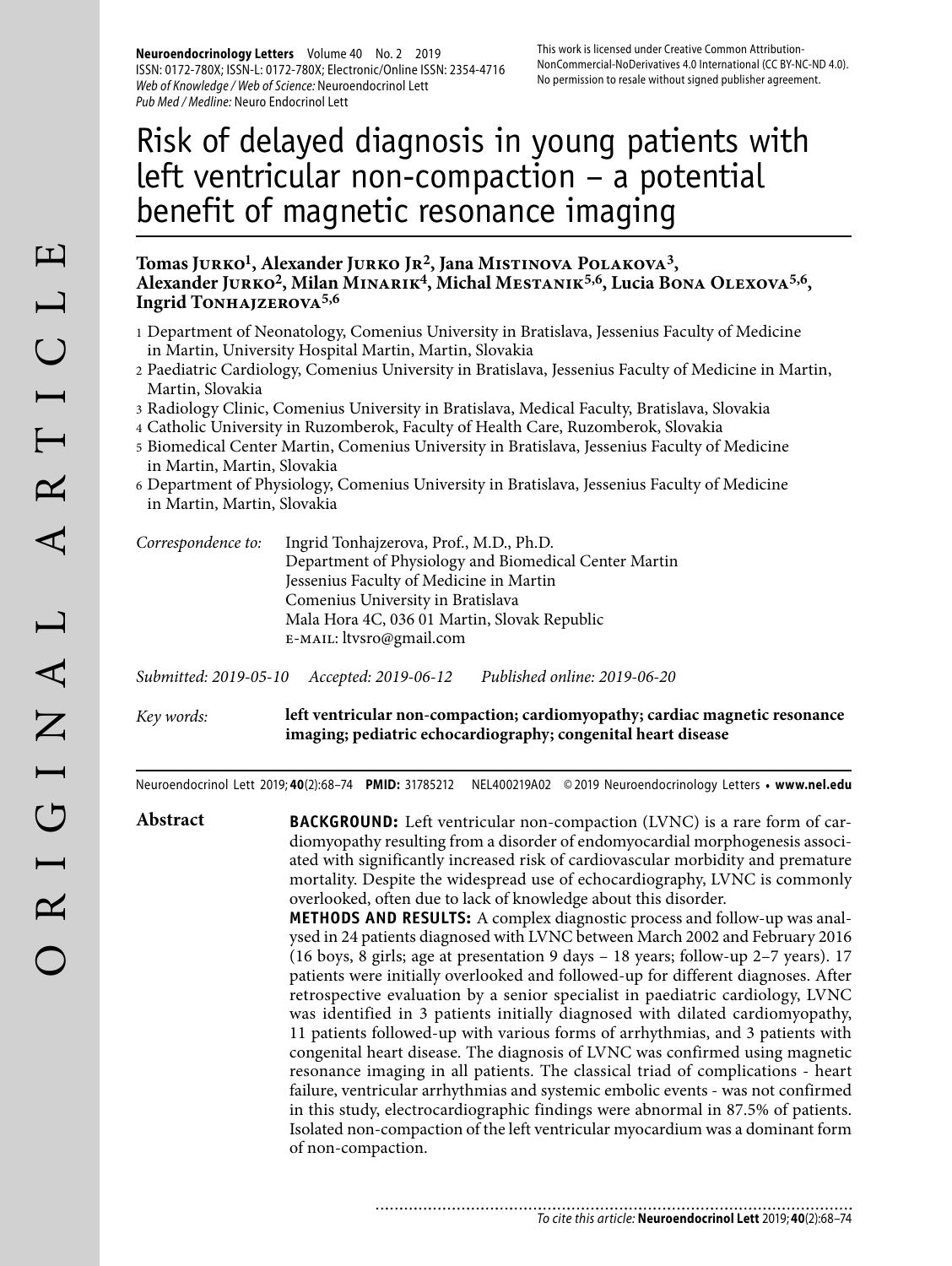# Risk of delayed diagnosis in young patients with left ventricular non-compaction – a potential benefit of magnetic resonance imaging

**Tomas Jurko[1], Alexander Jurko Jr[2], Jana Mistinova Polakova[3], Alexander Jurko[2], Milan Minarik[4], Michal Mestanik[5,6], Lucia Bona Olexova[5,6], Ingrid Tonhajzerova[5,6]**

1 Department of Neonatology, Comenius University in Bratislava, Jessenius Faculty of Medicine in Martin, University Hospital Martin, Martin, Slovakia
2 Paediatric Cardiology, Comenius University in Bratislava, Jessenius Faculty of Medicine in Martin, Martin, Slovakia
3 Radiology Clinic, Comenius University in Bratislava, Medical Faculty, Bratislava, Slovakia
4 Catholic University in Ruzomberok, Faculty of Health Care, Ruzomberok, Slovakia
5 Biomedical Center Martin, Comenius University in Bratislava, Jessenius Faculty of Medicine in Martin, Martin, Slovakia
6 Department of Physiology, Comenius University in Bratislava, Jessenius Faculty of Medicine in Martin, Martin, Slovakia

*Correspondence to:* Ingrid Tonhajzerova, Prof., M.D., Ph.D.
Department of Physiology and Biomedical Center Martin
Jessenius Faculty of Medicine in Martin
Comenius University in Bratislava
Mala Hora 4C, 036 01 Martin, Slovak Republic
e-mail: ltvsro@gmail.com

*Submitted: 2019-05-10 Accepted: 2019-06-12 Published online: 2019-06-20*

*Key words:* **left ventricular non-compaction; cardiomyopathy; cardiac magnetic resonance imaging; pediatric echocardiography; congenital heart disease**

Neuroendocrinol Lett 2019; **40**(2):68–74 **PMID:** 31785212 NEL400219A02 © 2019 Neuroendocrinology Letters • **www.nel.edu**

## Abstract

**BACKGROUND:** Left ventricular non-compaction (LVNC) is a rare form of cardiomyopathy resulting from a disorder of endomyocardial morphogenesis associated with significantly increased risk of cardiovascular morbidity and premature mortality. Despite the widespread use of echocardiography, LVNC is commonly overlooked, often due to lack of knowledge about this disorder.

**METHODS AND RESULTS:** A complex diagnostic process and follow-up was analysed in 24 patients diagnosed with LVNC between March 2002 and February 2016 (16 boys, 8 girls; age at presentation 9 days – 18 years; follow-up 2–7 years). 17 patients were initially overlooked and followed-up for different diagnoses. After retrospective evaluation by a senior specialist in paediatric cardiology, LVNC was identified in 3 patients initially diagnosed with dilated cardiomyopathy, 11 patients followed-up with various forms of arrhythmias, and 3 patients with congenital heart disease. The diagnosis of LVNC was confirmed using magnetic resonance imaging in all patients. The classical triad of complications - heart failure, ventricular arrhythmias and systemic embolic events - was not confirmed in this study, electrocardiographic findings were abnormal in 87.5% of patients. Isolated non-compaction of the left ventricular myocardium was a dominant form of non-compaction.

*To cite this article:* **Neuroendocrinol Lett** 2019; **40**(2):68–74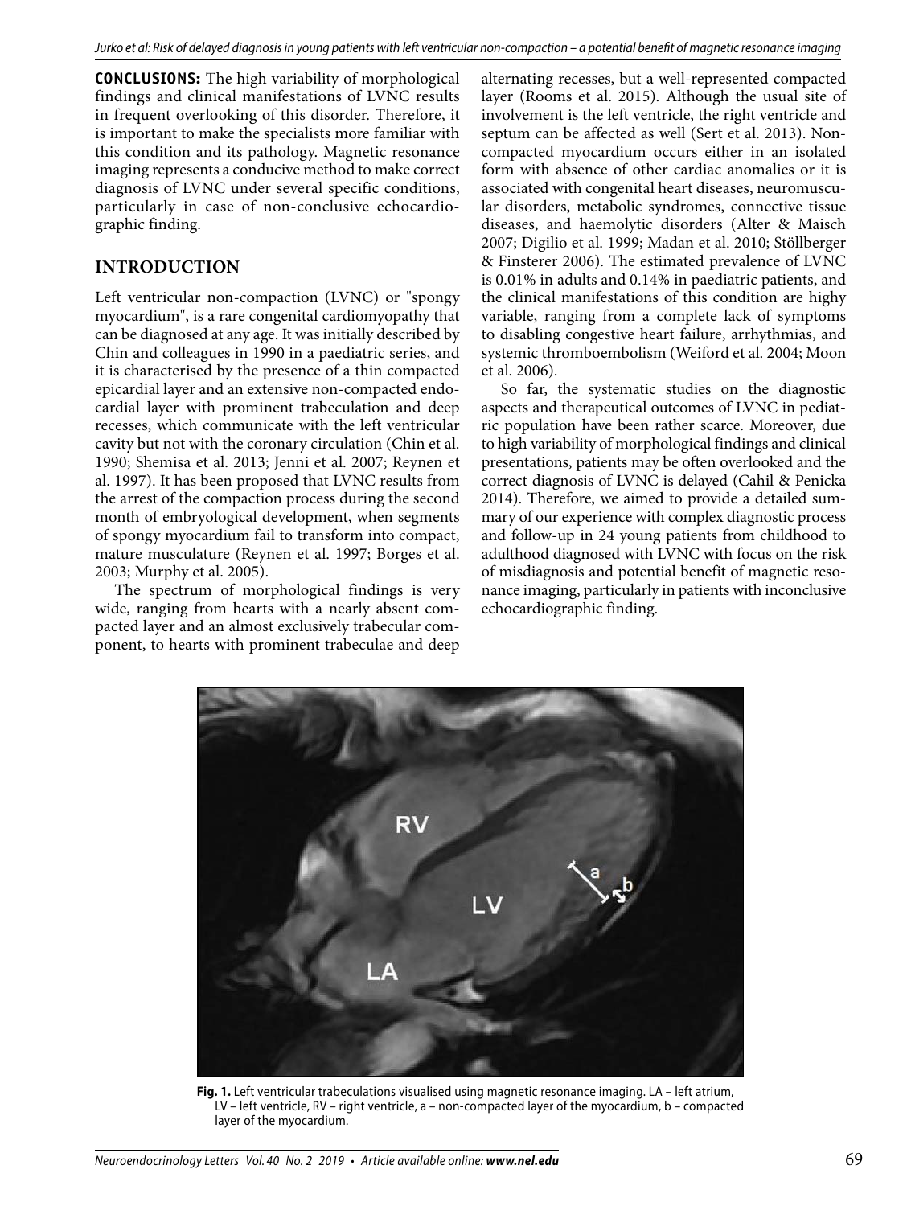**CONCLUSIONS:** The high variability of morphological findings and clinical manifestations of LVNC results in frequent overlooking of this disorder. Therefore, it is important to make the specialists more familiar with this condition and its pathology. Magnetic resonance imaging represents a conducive method to make correct diagnosis of LVNC under several specific conditions, particularly in case of non-conclusive echocardiographic finding.

## INTRODUCTION

Left ventricular non-compaction (LVNC) or "spongy myocardium", is a rare congenital cardiomyopathy that can be diagnosed at any age. It was initially described by Chin and colleagues in 1990 in a paediatric series, and it is characterised by the presence of a thin compacted epicardial layer and an extensive non-compacted endocardial layer with prominent trabeculation and deep recesses, which communicate with the left ventricular cavity but not with the coronary circulation (Chin et al. 1990; Shemisa et al. 2013; Jenni et al. 2007; Reynen et al. 1997). It has been proposed that LVNC results from the arrest of the compaction process during the second month of embryological development, when segments of spongy myocardium fail to transform into compact, mature musculature (Reynen et al. 1997; Borges et al. 2003; Murphy et al. 2005).

The spectrum of morphological findings is very wide, ranging from hearts with a nearly absent compacted layer and an almost exclusively trabecular component, to hearts with prominent trabeculae and deep alternating recesses, but a well-represented compacted layer (Rooms et al. 2015). Although the usual site of involvement is the left ventricle, the right ventricle and septum can be affected as well (Sert et al. 2013). Non-compacted myocardium occurs either in an isolated form with absence of other cardiac anomalies or it is associated with congenital heart diseases, neuromuscular disorders, metabolic syndromes, connective tissue diseases, and haemolytic disorders (Alter & Maisch 2007; Digilio et al. 1999; Madan et al. 2010; Stöllberger & Finsterer 2006). The estimated prevalence of LVNC is 0.01% in adults and 0.14% in paediatric patients, and the clinical manifestations of this condition are highy variable, ranging from a complete lack of symptoms to disabling congestive heart failure, arrhythmias, and systemic thromboembolism (Weiford et al. 2004; Moon et al. 2006).

So far, the systematic studies on the diagnostic aspects and therapeutical outcomes of LVNC in pediatric population have been rather scarce. Moreover, due to high variability of morphological findings and clinical presentations, patients may be often overlooked and the correct diagnosis of LVNC is delayed (Cahil & Penicka 2014). Therefore, we aimed to provide a detailed summary of our experience with complex diagnostic process and follow-up in 24 young patients from childhood to adulthood diagnosed with LVNC with focus on the risk of misdiagnosis and potential benefit of magnetic resonance imaging, particularly in patients with inconclusive echocardiographic finding.

**Fig. 1.** Left ventricular trabeculations visualised using magnetic resonance imaging. LA – left atrium, LV – left ventricle, RV – right ventricle, a – non-compacted layer of the myocardium, b – compacted layer of the myocardium.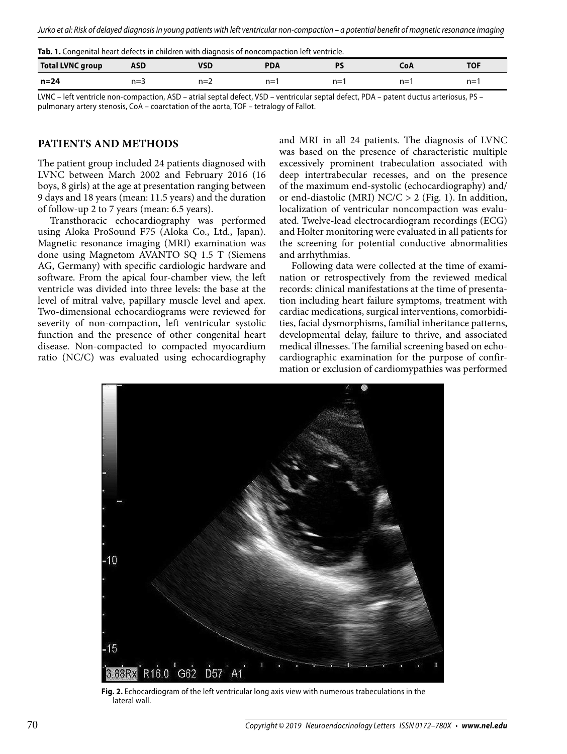**Tab. 1.** Congenital heart defects in children with diagnosis of noncompaction left ventricle.

| Total LVNC group | ASD | VSD | PDA | PS | CoA | TOF |
|---|---|---|---|---|---|---|
| **n=24** | n=3 | n=2 | n=1 | n=1 | n=1 | n=1 |

LVNC – left ventricle non-compaction, ASD – atrial septal defect, VSD – ventricular septal defect, PDA – patent ductus arteriosus, PS – pulmonary artery stenosis, CoA – coarctation of the aorta, TOF – tetralogy of Fallot.

## PATIENTS AND METHODS

The patient group included 24 patients diagnosed with LVNC between March 2002 and February 2016 (16 boys, 8 girls) at the age at presentation ranging between 9 days and 18 years (mean: 11.5 years) and the duration of follow-up 2 to 7 years (mean: 6.5 years).

Transthoracic echocardiography was performed using Aloka ProSound F75 (Aloka Co., Ltd., Japan). Magnetic resonance imaging (MRI) examination was done using Magnetom AVANTO SQ 1.5 T (Siemens AG, Germany) with specific cardiologic hardware and software. From the apical four-chamber view, the left ventricle was divided into three levels: the base at the level of mitral valve, papillary muscle level and apex. Two-dimensional echocardiograms were reviewed for severity of non-compaction, left ventricular systolic function and the presence of other congenital heart disease. Non-compacted to compacted myocardium ratio (NC/C) was evaluated using echocardiography and MRI in all 24 patients. The diagnosis of LVNC was based on the presence of characteristic multiple excessively prominent trabeculation associated with deep intertrabecular recesses, and on the presence of the maximum end-systolic (echocardiography) and/or end-diastolic (MRI) NC/C > 2 (Fig. 1). In addition, localization of ventricular noncompaction was evaluated. Twelve-lead electrocardiogram recordings (ECG) and Holter monitoring were evaluated in all patients for the screening for potential conductive abnormalities and arrhythmias.

Following data were collected at the time of examination or retrospectively from the reviewed medical records: clinical manifestations at the time of presentation including heart failure symptoms, treatment with cardiac medications, surgical interventions, comorbidities, facial dysmorphisms, familial inheritance patterns, developmental delay, failure to thrive, and associated medical illnesses. The familial screening based on echocardiographic examination for the purpose of confirmation or exclusion of cardiomypathies was performed

**Fig. 2.** Echocardiogram of the left ventricular long axis view with numerous trabeculations in the lateral wall.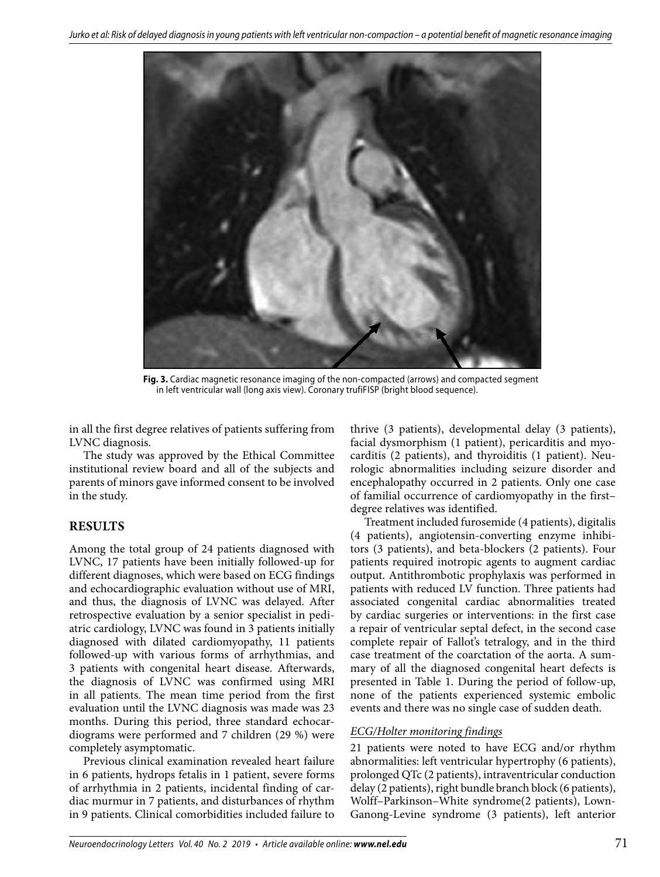**Fig. 3.** Cardiac magnetic resonance imaging of the non-compacted (arrows) and compacted segment in left ventricular wall (long axis view). Coronary trufiFISP (bright blood sequence).

in all the first degree relatives of patients suffering from LVNC diagnosis.

The study was approved by the Ethical Committee institutional review board and all of the subjects and parents of minors gave informed consent to be involved in the study.

## RESULTS

Among the total group of 24 patients diagnosed with LVNC, 17 patients have been initially followed-up for different diagnoses, which were based on ECG findings and echocardiographic evaluation without use of MRI, and thus, the diagnosis of LVNC was delayed. After retrospective evaluation by a senior specialist in pediatric cardiology, LVNC was found in 3 patients initially diagnosed with dilated cardiomyopathy, 11 patients followed-up with various forms of arrhythmias, and 3 patients with congenital heart disease. Afterwards, the diagnosis of LVNC was confirmed using MRI in all patients. The mean time period from the first evaluation until the LVNC diagnosis was made was 23 months. During this period, three standard echocardiograms were performed and 7 children (29 %) were completely asymptomatic.

Previous clinical examination revealed heart failure in 6 patients, hydrops fetalis in 1 patient, severe forms of arrhythmia in 2 patients, incidental finding of cardiac murmur in 7 patients, and disturbances of rhythm in 9 patients. Clinical comorbidities included failure to thrive (3 patients), developmental delay (3 patients), facial dysmorphism (1 patient), pericarditis and myocarditis (2 patients), and thyroiditis (1 patient). Neurologic abnormalities including seizure disorder and encephalopathy occurred in 2 patients. Only one case of familial occurrence of cardiomyopathy in the first–degree relatives was identified.

Treatment included furosemide (4 patients), digitalis (4 patients), angiotensin-converting enzyme inhibitors (3 patients), and beta-blockers (2 patients). Four patients required inotropic agents to augment cardiac output. Antithrombotic prophylaxis was performed in patients with reduced LV function. Three patients had associated congenital cardiac abnormalities treated by cardiac surgeries or interventions: in the first case a repair of ventricular septal defect, in the second case complete repair of Fallot's tetralogy, and in the third case treatment of the coarctation of the aorta. A summary of all the diagnosed congenital heart defects is presented in Table 1. During the period of follow-up, none of the patients experienced systemic embolic events and there was no single case of sudden death.

### *ECG/Holter monitoring findings*

21 patients were noted to have ECG and/or rhythm abnormalities: left ventricular hypertrophy (6 patients), prolonged QTc (2 patients), intraventricular conduction delay (2 patients), right bundle branch block (6 patients), Wolff–Parkinson–White syndrome(2 patients), Lown-Ganong-Levine syndrome (3 patients), left anterior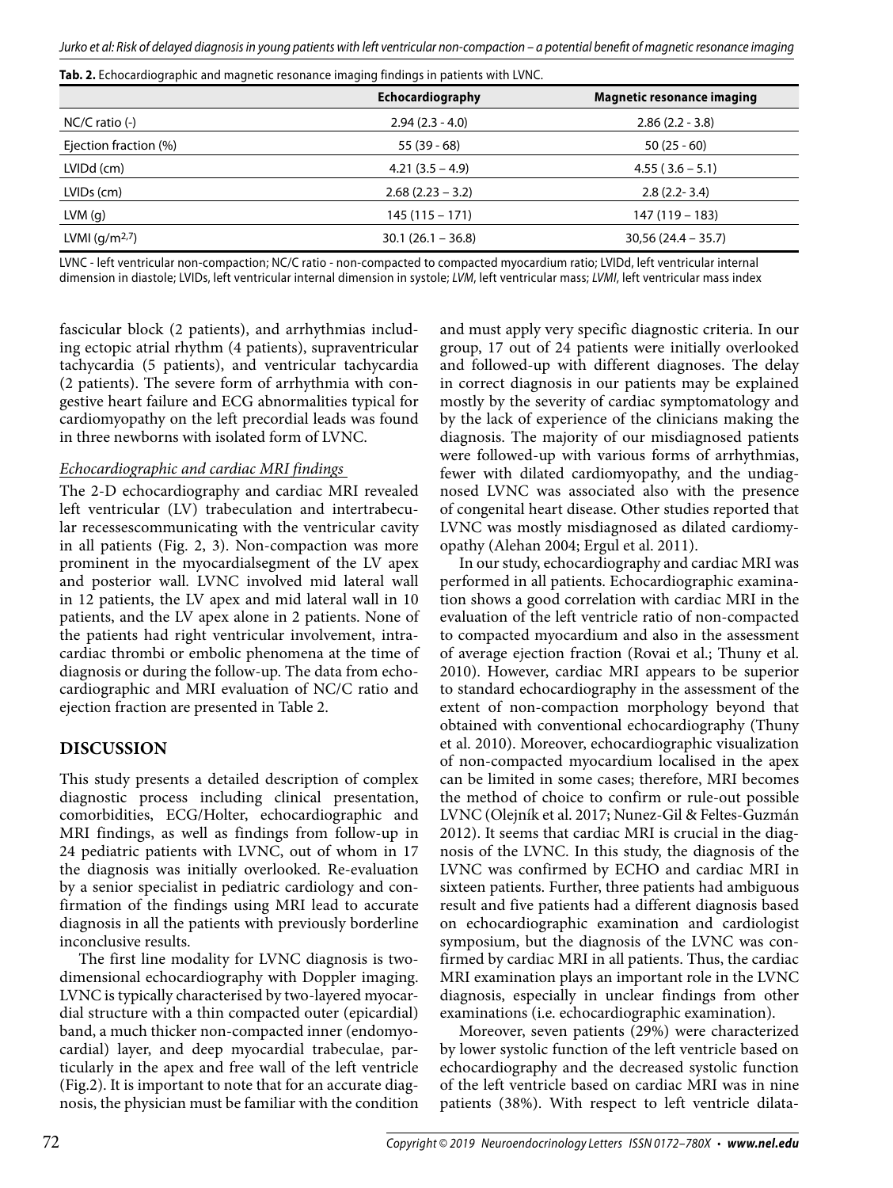**Tab. 2.** Echocardiographic and magnetic resonance imaging findings in patients with LVNC.

| | Echocardiography | Magnetic resonance imaging |
|---|---|---|
| NC/C ratio (-) | 2.94 (2.3 - 4.0) | 2.86 (2.2 - 3.8) |
| Ejection fraction (%) | 55 (39 - 68) | 50 (25 - 60) |
| LVIDd (cm) | 4.21 (3.5 – 4.9) | 4.55 ( 3.6 – 5.1) |
| LVIDs (cm) | 2.68 (2.23 – 3.2) | 2.8 (2.2- 3.4) |
| LVM (g) | 145 (115 – 171) | 147 (119 – 183) |
| LVMI ($g/m^{2,7}$) | 30.1 (26.1 – 36.8) | 30,56 (24.4 – 35.7) |

LVNC - left ventricular non-compaction; NC/C ratio - non-compacted to compacted myocardium ratio; LVIDd, left ventricular internal dimension in diastole; LVIDs, left ventricular internal dimension in systole; *LVM*, left ventricular mass; *LVMI*, left ventricular mass index

fascicular block (2 patients), and arrhythmias including ectopic atrial rhythm (4 patients), supraventricular tachycardia (5 patients), and ventricular tachycardia (2 patients). The severe form of arrhythmia with congestive heart failure and ECG abnormalities typical for cardiomyopathy on the left precordial leads was found in three newborns with isolated form of LVNC.

### *Echocardiographic and cardiac MRI findings*

The 2-D echocardiography and cardiac MRI revealed left ventricular (LV) trabeculation and intertrabecular recessescommunicating with the ventricular cavity in all patients (Fig. 2, 3). Non-compaction was more prominent in the myocardialsegment of the LV apex and posterior wall. LVNC involved mid lateral wall in 12 patients, the LV apex and mid lateral wall in 10 patients, and the LV apex alone in 2 patients. None of the patients had right ventricular involvement, intracardiac thrombi or embolic phenomena at the time of diagnosis or during the follow-up. The data from echocardiographic and MRI evaluation of NC/C ratio and ejection fraction are presented in Table 2.

## DISCUSSION

This study presents a detailed description of complex diagnostic process including clinical presentation, comorbidities, ECG/Holter, echocardiographic and MRI findings, as well as findings from follow-up in 24 pediatric patients with LVNC, out of whom in 17 the diagnosis was initially overlooked. Re-evaluation by a senior specialist in pediatric cardiology and confirmation of the findings using MRI lead to accurate diagnosis in all the patients with previously borderline inconclusive results.

The first line modality for LVNC diagnosis is two-dimensional echocardiography with Doppler imaging. LVNC is typically characterised by two-layered myocardial structure with a thin compacted outer (epicardial) band, a much thicker non-compacted inner (endomyocardial) layer, and deep myocardial trabeculae, particularly in the apex and free wall of the left ventricle (Fig.2). It is important to note that for an accurate diagnosis, the physician must be familiar with the condition and must apply very specific diagnostic criteria. In our group, 17 out of 24 patients were initially overlooked and followed-up with different diagnoses. The delay in correct diagnosis in our patients may be explained mostly by the severity of cardiac symptomatology and by the lack of experience of the clinicians making the diagnosis. The majority of our misdiagnosed patients were followed-up with various forms of arrhythmias, fewer with dilated cardiomyopathy, and the undiagnosed LVNC was associated also with the presence of congenital heart disease. Other studies reported that LVNC was mostly misdiagnosed as dilated cardiomyopathy (Alehan 2004; Ergul et al. 2011).

In our study, echocardiography and cardiac MRI was performed in all patients. Echocardiographic examination shows a good correlation with cardiac MRI in the evaluation of the left ventricle ratio of non-compacted to compacted myocardium and also in the assessment of average ejection fraction (Rovai et al.; Thuny et al. 2010). However, cardiac MRI appears to be superior to standard echocardiography in the assessment of the extent of non-compaction morphology beyond that obtained with conventional echocardiography (Thuny et al. 2010). Moreover, echocardiographic visualization of non-compacted myocardium localised in the apex can be limited in some cases; therefore, MRI becomes the method of choice to confirm or rule-out possible LVNC (Olejník et al. 2017; Nunez-Gil & Feltes-Guzmán 2012). It seems that cardiac MRI is crucial in the diagnosis of the LVNC. In this study, the diagnosis of the LVNC was confirmed by ECHO and cardiac MRI in sixteen patients. Further, three patients had ambiguous result and five patients had a different diagnosis based on echocardiographic examination and cardiologist symposium, but the diagnosis of the LVNC was confirmed by cardiac MRI in all patients. Thus, the cardiac MRI examination plays an important role in the LVNC diagnosis, especially in unclear findings from other examinations (i.e. echocardiographic examination).

Moreover, seven patients (29%) were characterized by lower systolic function of the left ventricle based on echocardiography and the decreased systolic function of the left ventricle based on cardiac MRI was in nine patients (38%). With respect to left ventricle dilata-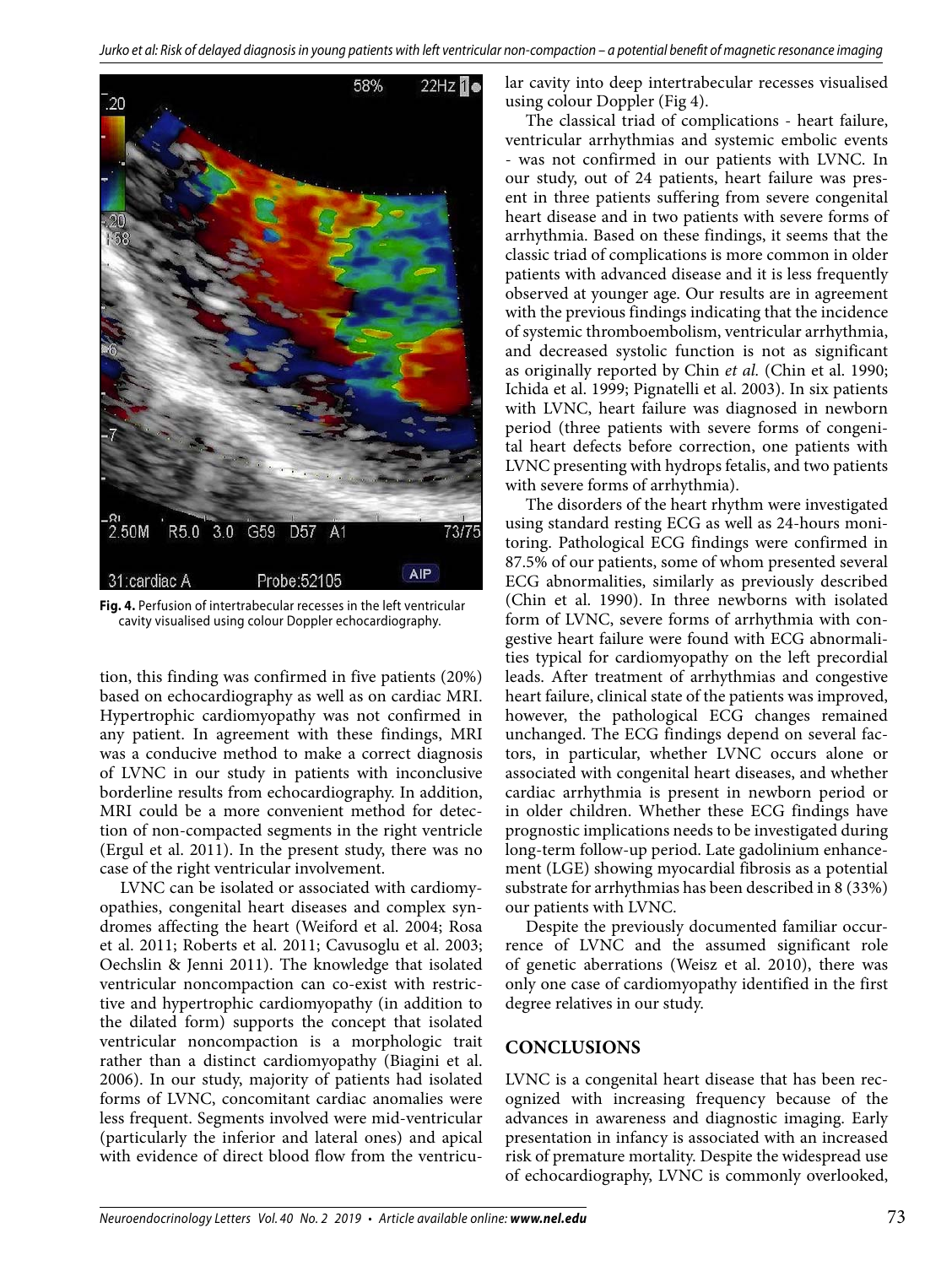**Fig. 4.** Perfusion of intertrabecular recesses in the left ventricular cavity visualised using colour Doppler echocardiography.

tion, this finding was confirmed in five patients (20%) based on echocardiography as well as on cardiac MRI. Hypertrophic cardiomyopathy was not confirmed in any patient. In agreement with these findings, MRI was a conducive method to make a correct diagnosis of LVNC in our study in patients with inconclusive borderline results from echocardiography. In addition, MRI could be a more convenient method for detection of non-compacted segments in the right ventricle (Ergul et al. 2011). In the present study, there was no case of the right ventricular involvement.

LVNC can be isolated or associated with cardiomyopathies, congenital heart diseases and complex syndromes affecting the heart (Weiford et al. 2004; Rosa et al. 2011; Roberts et al. 2011; Cavusoglu et al. 2003; Oechslin & Jenni 2011). The knowledge that isolated ventricular noncompaction can co-exist with restrictive and hypertrophic cardiomyopathy (in addition to the dilated form) supports the concept that isolated ventricular noncompaction is a morphologic trait rather than a distinct cardiomyopathy (Biagini et al. 2006). In our study, majority of patients had isolated forms of LVNC, concomitant cardiac anomalies were less frequent. Segments involved were mid-ventricular (particularly the inferior and lateral ones) and apical with evidence of direct blood flow from the ventricular cavity into deep intertrabecular recesses visualised using colour Doppler (Fig 4).

The classical triad of complications - heart failure, ventricular arrhythmias and systemic embolic events - was not confirmed in our patients with LVNC. In our study, out of 24 patients, heart failure was present in three patients suffering from severe congenital heart disease and in two patients with severe forms of arrhythmia. Based on these findings, it seems that the classic triad of complications is more common in older patients with advanced disease and it is less frequently observed at younger age. Our results are in agreement with the previous findings indicating that the incidence of systemic thromboembolism, ventricular arrhythmia, and decreased systolic function is not as significant as originally reported by Chin *et al.* (Chin et al. 1990; Ichida et al. 1999; Pignatelli et al. 2003). In six patients with LVNC, heart failure was diagnosed in newborn period (three patients with severe forms of congenital heart defects before correction, one patients with LVNC presenting with hydrops fetalis, and two patients with severe forms of arrhythmia).

The disorders of the heart rhythm were investigated using standard resting ECG as well as 24-hours monitoring. Pathological ECG findings were confirmed in 87.5% of our patients, some of whom presented several ECG abnormalities, similarly as previously described (Chin et al. 1990). In three newborns with isolated form of LVNC, severe forms of arrhythmia with congestive heart failure were found with ECG abnormalities typical for cardiomyopathy on the left precordial leads. After treatment of arrhythmias and congestive heart failure, clinical state of the patients was improved, however, the pathological ECG changes remained unchanged. The ECG findings depend on several factors, in particular, whether LVNC occurs alone or associated with congenital heart diseases, and whether cardiac arrhythmia is present in newborn period or in older children. Whether these ECG findings have prognostic implications needs to be investigated during long-term follow-up period. Late gadolinium enhancement (LGE) showing myocardial fibrosis as a potential substrate for arrhythmias has been described in 8 (33%) our patients with LVNC.

Despite the previously documented familiar occurrence of LVNC and the assumed significant role of genetic aberrations (Weisz et al. 2010), there was only one case of cardiomyopathy identified in the first degree relatives in our study.

## CONCLUSIONS

LVNC is a congenital heart disease that has been recognized with increasing frequency because of the advances in awareness and diagnostic imaging. Early presentation in infancy is associated with an increased risk of premature mortality. Despite the widespread use of echocardiography, LVNC is commonly overlooked,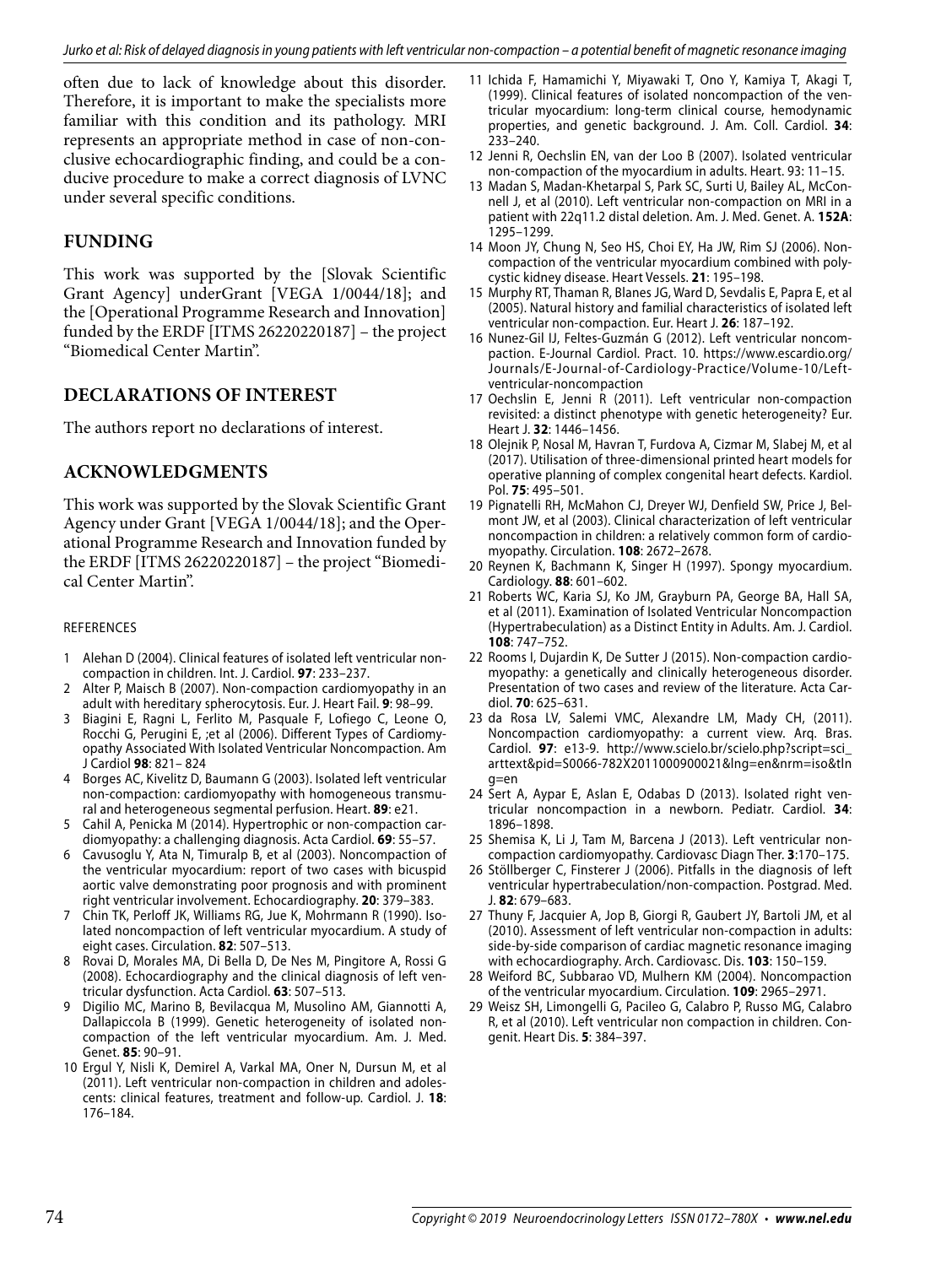often due to lack of knowledge about this disorder. Therefore, it is important to make the specialists more familiar with this condition and its pathology. MRI represents an appropriate method in case of non-conclusive echocardiographic finding, and could be a conducive procedure to make a correct diagnosis of LVNC under several specific conditions.

## FUNDING

This work was supported by the [Slovak Scientific Grant Agency] underGrant [VEGA 1/0044/18]; and the [Operational Programme Research and Innovation] funded by the ERDF [ITMS 26220220187] – the project "Biomedical Center Martin".

## DECLARATIONS OF INTEREST

The authors report no declarations of interest.

## ACKNOWLEDGMENTS

This work was supported by the Slovak Scientific Grant Agency under Grant [VEGA 1/0044/18]; and the Operational Programme Research and Innovation funded by the ERDF [ITMS 26220220187] – the project "Biomedical Center Martin".

REFERENCES

1. Alehan D (2004). Clinical features of isolated left ventricular non-compaction in children. Int. J. Cardiol. **97**: 233–237.
2. Alter P, Maisch B (2007). Non-compaction cardiomyopathy in an adult with hereditary spherocytosis. Eur. J. Heart Fail. **9**: 98–99.
3. Biagini E, Ragni L, Ferlito M, Pasquale F, Lofiego C, Leone O, Rocchi G, Perugini E, ;et al (2006). Different Types of Cardiomyopathy Associated With Isolated Ventricular Noncompaction. Am J Cardiol **98**: 821– 824
4. Borges AC, Kivelitz D, Baumann G (2003). Isolated left ventricular non-compaction: cardiomyopathy with homogeneous transmural and heterogeneous segmental perfusion. Heart. **89**: e21.
5. Cahil A, Penicka M (2014). Hypertrophic or non-compaction cardiomyopathy: a challenging diagnosis. Acta Cardiol. **69**: 55–57.
6. Cavusoglu Y, Ata N, Timuralp B, et al (2003). Noncompaction of the ventricular myocardium: report of two cases with bicuspid aortic valve demonstrating poor prognosis and with prominent right ventricular involvement. Echocardiography. **20**: 379–383.
7. Chin TK, Perloff JK, Williams RG, Jue K, Mohrmann R (1990). Isolated noncompaction of left ventricular myocardium. A study of eight cases. Circulation. **82**: 507–513.
8. Rovai D, Morales MA, Di Bella D, De Nes M, Pingitore A, Rossi G (2008). Echocardiography and the clinical diagnosis of left ventricular dysfunction. Acta Cardiol. **63**: 507–513.
9. Digilio MC, Marino B, Bevilacqua M, Musolino AM, Giannotti A, Dallapiccola B (1999). Genetic heterogeneity of isolated noncompaction of the left ventricular myocardium. Am. J. Med. Genet. **85**: 90–91.
10. Ergul Y, Nisli K, Demirel A, Varkal MA, Oner N, Dursun M, et al (2011). Left ventricular non-compaction in children and adolescents: clinical features, treatment and follow-up. Cardiol. J. **18**: 176–184.
11. Ichida F, Hamamichi Y, Miyawaki T, Ono Y, Kamiya T, Akagi T, (1999). Clinical features of isolated noncompaction of the ventricular myocardium: long-term clinical course, hemodynamic properties, and genetic background. J. Am. Coll. Cardiol. **34**: 233–240.
12. Jenni R, Oechslin EN, van der Loo B (2007). Isolated ventricular non-compaction of the myocardium in adults. Heart. 93: 11–15.
13. Madan S, Madan-Khetarpal S, Park SC, Surti U, Bailey AL, McConnell J, et al (2010). Left ventricular non-compaction on MRI in a patient with 22q11.2 distal deletion. Am. J. Med. Genet. A. **152A**: 1295–1299.
14. Moon JY, Chung N, Seo HS, Choi EY, Ha JW, Rim SJ (2006). Noncompaction of the ventricular myocardium combined with polycystic kidney disease. Heart Vessels. **21**: 195–198.
15. Murphy RT, Thaman R, Blanes JG, Ward D, Sevdalis E, Papra E, et al (2005). Natural history and familial characteristics of isolated left ventricular non-compaction. Eur. Heart J. **26**: 187–192.
16. Nunez-Gil IJ, Feltes-Guzmán G (2012). Left ventricular noncompaction. E-Journal Cardiol. Pract. 10. https://www.escardio.org/Journals/E-Journal-of-Cardiology-Practice/Volume-10/Left-ventricular-noncompaction
17. Oechslin E, Jenni R (2011). Left ventricular non-compaction revisited: a distinct phenotype with genetic heterogeneity? Eur. Heart J. **32**: 1446–1456.
18. Olejnik P, Nosal M, Havran T, Furdova A, Cizmar M, Slabej M, et al (2017). Utilisation of three-dimensional printed heart models for operative planning of complex congenital heart defects. Kardiol. Pol. **75**: 495–501.
19. Pignatelli RH, McMahon CJ, Dreyer WJ, Denfield SW, Price J, Belmont JW, et al (2003). Clinical characterization of left ventricular noncompaction in children: a relatively common form of cardiomyopathy. Circulation. **108**: 2672–2678.
20. Reynen K, Bachmann K, Singer H (1997). Spongy myocardium. Cardiology. **88**: 601–602.
21. Roberts WC, Karia SJ, Ko JM, Grayburn PA, George BA, Hall SA, et al (2011). Examination of Isolated Ventricular Noncompaction (Hypertrabeculation) as a Distinct Entity in Adults. Am. J. Cardiol. **108**: 747–752.
22. Rooms I, Dujardin K, De Sutter J (2015). Non-compaction cardiomyopathy: a genetically and clinically heterogeneous disorder. Presentation of two cases and review of the literature. Acta Cardiol. **70**: 625–631.
23. da Rosa LV, Salemi VMC, Alexandre LM, Mady CH, (2011). Noncompaction cardiomyopathy: a current view. Arq. Bras. Cardiol. **97**: e13-9. http://www.scielo.br/scielo.php?script=sci_arttext&pid=S0066-782X2011000900021&lng=en&nrm=iso&tlng=en
24. Sert A, Aypar E, Aslan E, Odabas D (2013). Isolated right ventricular noncompaction in a newborn. Pediatr. Cardiol. **34**: 1896–1898.
25. Shemisa K, Li J, Tam M, Barcena J (2013). Left ventricular noncompaction cardiomyopathy. Cardiovasc Diagn Ther. **3**:170–175.
26. Stöllberger C, Finsterer J (2006). Pitfalls in the diagnosis of left ventricular hypertrabeculation/non-compaction. Postgrad. Med. J. **82**: 679–683.
27. Thuny F, Jacquier A, Jop B, Giorgi R, Gaubert JY, Bartoli JM, et al (2010). Assessment of left ventricular non-compaction in adults: side-by-side comparison of cardiac magnetic resonance imaging with echocardiography. Arch. Cardiovasc. Dis. **103**: 150–159.
28. Weiford BC, Subbarao VD, Mulhern KM (2004). Noncompaction of the ventricular myocardium. Circulation. **109**: 2965–2971.
29. Weisz SH, Limongelli G, Pacileo G, Calabro P, Russo MG, Calabro R, et al (2010). Left ventricular non compaction in children. Congenit. Heart Dis. **5**: 384–397.